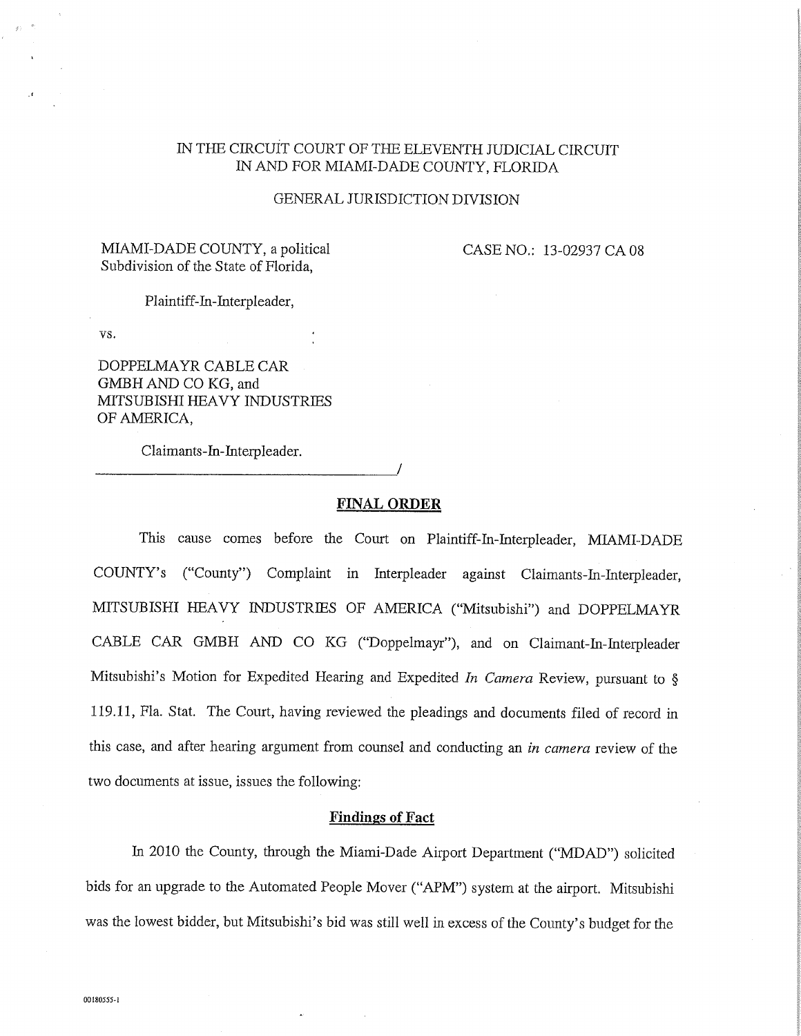IN THE CIRCUIT COURT OF THE ELEVENTH JUDICIAL CIRCUIT
IN AND FOR MIAMI-DADE COUNTY, FLORIDA

GENERAL JURISDICTION DIVISION

MIAMI-DADE COUNTY, a political Subdivision of the State of Florida,

Plaintiff-In-Interpleader,

vs.

DOPPELMAYR CABLE CAR GMBH AND CO KG, and MITSUBISHI HEAVY INDUSTRIES OF AMERICA,

Claimants-In-Interpleader.

CASE NO.: 13-02937 CA 08

## FINAL ORDER

This cause comes before the Court on Plaintiff-In-Interpleader, MIAMI-DADE COUNTY's ("County") Complaint in Interpleader against Claimants-In-Interpleader, MITSUBISHI HEAVY INDUSTRIES OF AMERICA ("Mitsubishi") and DOPPELMAYR CABLE CAR GMBH AND CO KG ("Doppelmayr"), and on Claimant-In-Interpleader Mitsubishi's Motion for Expedited Hearing and Expedited *In Camera* Review, pursuant to § 119.11, Fla. Stat. The Court, having reviewed the pleadings and documents filed of record in this case, and after hearing argument from counsel and conducting an *in camera* review of the two documents at issue, issues the following:

### Findings of Fact

In 2010 the County, through the Miami-Dade Airport Department ("MDAD") solicited bids for an upgrade to the Automated People Mover ("APM") system at the airport. Mitsubishi was the lowest bidder, but Mitsubishi's bid was still well in excess of the County's budget for the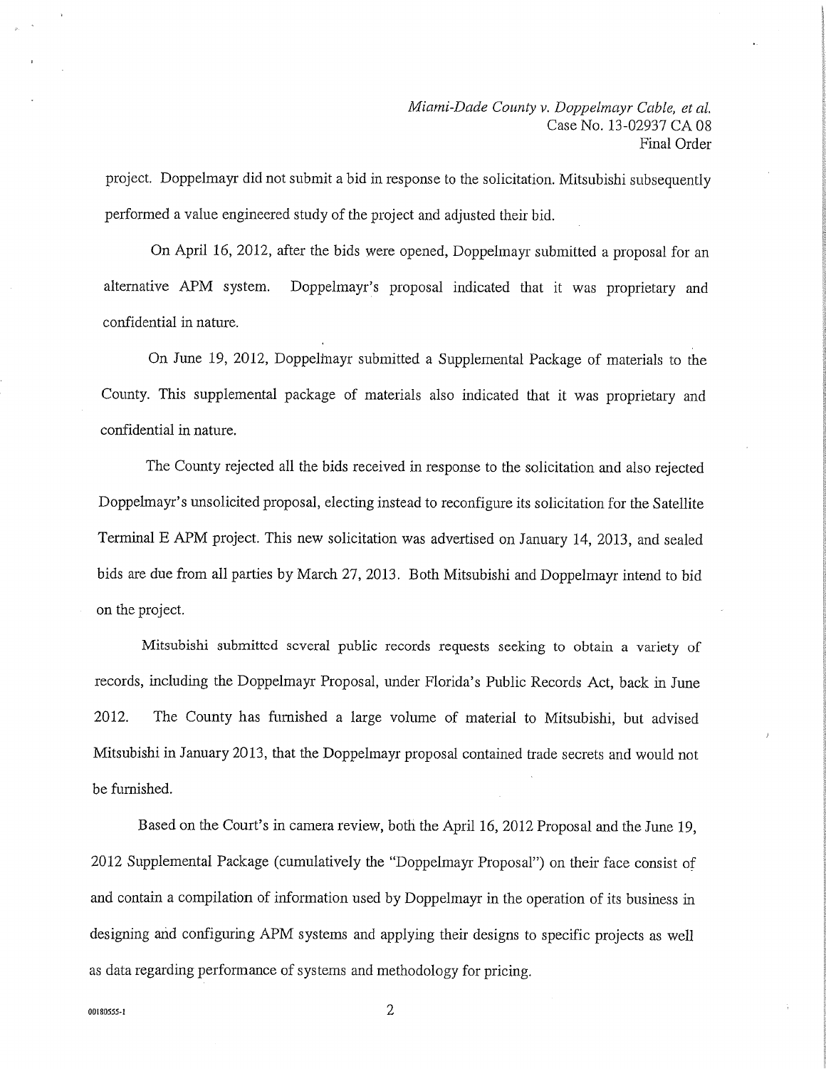project. Doppelmayr did not submit a bid in response to the solicitation. Mitsubishi subsequently performed a value engineered study of the project and adjusted their bid.

On April 16, 2012, after the bids were opened, Doppelmayr submitted a proposal for an alternative APM system. Doppelmayr's proposal indicated that it was proprietary and confidential in nature.

On June 19, 2012, Doppelmayr submitted a Supplemental Package of materials to the County. This supplemental package of materials also indicated that it was proprietary and confidential in nature.

The County rejected all the bids received in response to the solicitation and also rejected Doppelmayr's unsolicited proposal, electing instead to reconfigure its solicitation for the Satellite Terminal E APM project. This new solicitation was advertised on January 14, 2013, and sealed bids are due from all parties by March 27, 2013. Both Mitsubishi and Doppelmayr intend to bid on the project.

Mitsubishi submitted several public records requests seeking to obtain a variety of records, including the Doppelmayr Proposal, under Florida's Public Records Act, back in June 2012. The County has furnished a large volume of material to Mitsubishi, but advised Mitsubishi in January 2013, that the Doppelmayr proposal contained trade secrets and would not be furnished.

Based on the Court's in camera review, both the April 16, 2012 Proposal and the June 19, 2012 Supplemental Package (cumulatively the "Doppelmayr Proposal") on their face consist of and contain a compilation of information used by Doppelmayr in the operation of its business in designing and configuring APM systems and applying their designs to specific projects as well as data regarding performance of systems and methodology for pricing.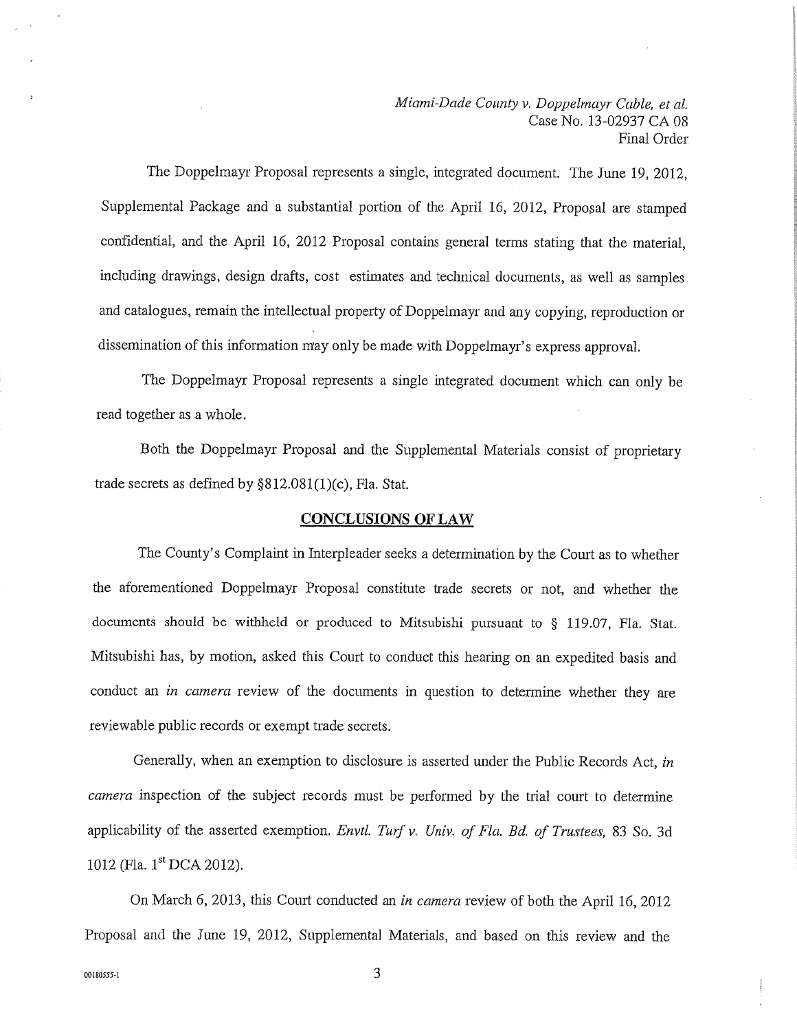The Doppelmayr Proposal represents a single, integrated document. The June 19, 2012, Supplemental Package and a substantial portion of the April 16, 2012, Proposal are stamped confidential, and the April 16, 2012 Proposal contains general terms stating that the material, including drawings, design drafts, cost estimates and technical documents, as well as samples and catalogues, remain the intellectual property of Doppelmayr and any copying, reproduction or dissemination of this information may only be made with Doppelmayr's express approval.

The Doppelmayr Proposal represents a single integrated document which can only be read together as a whole.

Both the Doppelmayr Proposal and the Supplemental Materials consist of proprietary trade secrets as defined by §812.081(1)(c), Fla. Stat.

## CONCLUSIONS OF LAW

The County's Complaint in Interpleader seeks a determination by the Court as to whether the aforementioned Doppelmayr Proposal constitute trade secrets or not, and whether the documents should be withheld or produced to Mitsubishi pursuant to § 119.07, Fla. Stat. Mitsubishi has, by motion, asked this Court to conduct this hearing on an expedited basis and conduct an *in camera* review of the documents in question to determine whether they are reviewable public records or exempt trade secrets.

Generally, when an exemption to disclosure is asserted under the Public Records Act, *in camera* inspection of the subject records must be performed by the trial court to determine applicability of the asserted exemption. *Envtl. Turf v. Univ. of Fla. Bd. of Trustees,* 83 So. 3d 1012 (Fla. 1st DCA 2012).

On March 6, 2013, this Court conducted an *in camera* review of both the April 16, 2012 Proposal and the June 19, 2012, Supplemental Materials, and based on this review and the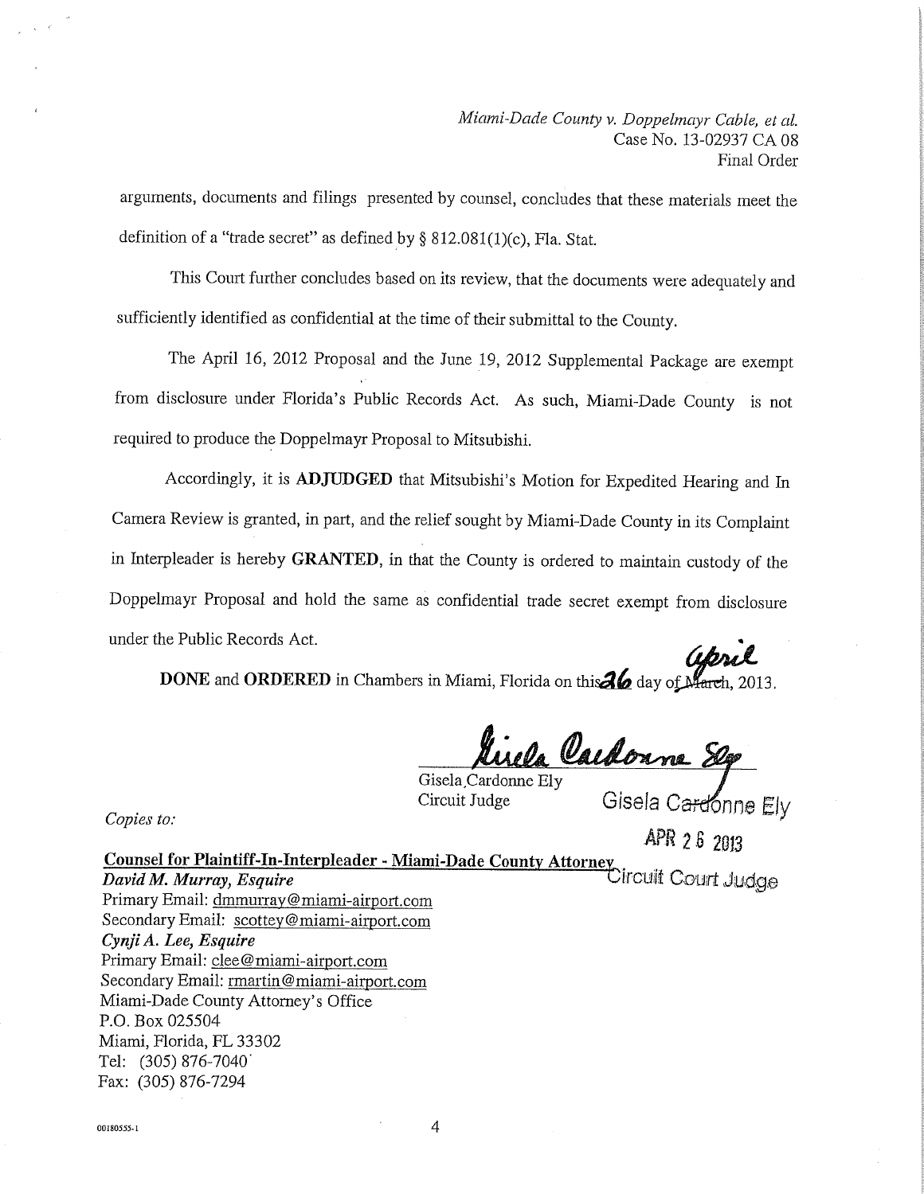arguments, documents and filings presented by counsel, concludes that these materials meet the definition of a "trade secret" as defined by § 812.081(1)(c), Fla. Stat.

This Court further concludes based on its review, that the documents were adequately and sufficiently identified as confidential at the time of their submittal to the County.

The April 16, 2012 Proposal and the June 19, 2012 Supplemental Package are exempt from disclosure under Florida's Public Records Act. As such, Miami-Dade County is not required to produce the Doppelmayr Proposal to Mitsubishi.

Accordingly, it is **ADJUDGED** that Mitsubishi's Motion for Expedited Hearing and In Camera Review is granted, in part, and the relief sought by Miami-Dade County in its Complaint in Interpleader is hereby **GRANTED**, in that the County is ordered to maintain custody of the Doppelmayr Proposal and hold the same as confidential trade secret exempt from disclosure under the Public Records Act.

**DONE** and **ORDERED** in Chambers in Miami, Florida on this 26 day of ~~March~~ April, 2013.

Gisela Cardonne Ely
Circuit Judge

Gisela Cardonne Ely
APR 26 2013
Circuit Court Judge

*Copies to:*

**Counsel for Plaintiff-In-Interpleader - Miami-Dade County Attorney**
***David M. Murray, Esquire***
Primary Email: dmmurray@miami-airport.com
Secondary Email: scottey@miami-airport.com
***Cynji A. Lee, Esquire***
Primary Email: clee@miami-airport.com
Secondary Email: rmartin@miami-airport.com
Miami-Dade County Attorney's Office
P.O. Box 025504
Miami, Florida, FL 33302
Tel: (305) 876-7040
Fax: (305) 876-7294

00180555-1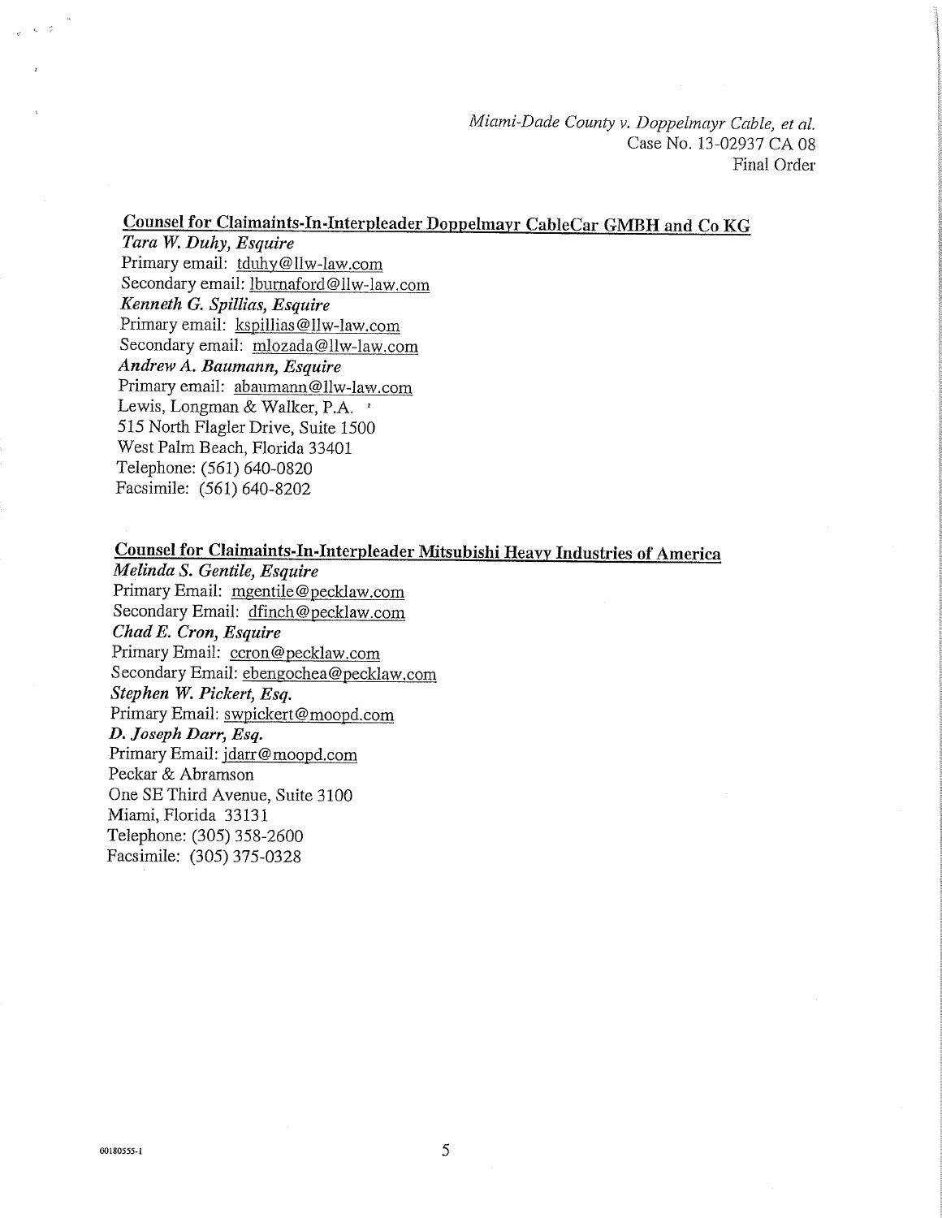**Counsel for Claimaints-In-Interpleader Doppelmayr CableCar GMBH and Co KG**

***Tara W. Duhy, Esquire***
Primary email: tduhy@llw-law.com
Secondary email: lburnaford@llw-law.com
***Kenneth G. Spillias, Esquire***
Primary email: kspillias@llw-law.com
Secondary email: mlozada@llw-law.com
***Andrew A. Baumann, Esquire***
Primary email: abaumann@llw-law.com
Lewis, Longman & Walker, P.A.
515 North Flagler Drive, Suite 1500
West Palm Beach, Florida 33401
Telephone: (561) 640-0820
Facsimile: (561) 640-8202

**Counsel for Claimaints-In-Interpleader Mitsubishi Heavy Industries of America**

***Melinda S. Gentile, Esquire***
Primary Email: mgentile@pecklaw.com
Secondary Email: dfinch@pecklaw.com
***Chad E. Cron, Esquire***
Primary Email: ccron@pecklaw.com
Secondary Email: ebengochea@pecklaw.com
***Stephen W. Pickert, Esq.***
Primary Email: swpickert@moopd.com
***D. Joseph Darr, Esq.***
Primary Email: jdarr@moopd.com
Peckar & Abramson
One SE Third Avenue, Suite 3100
Miami, Florida 33131
Telephone: (305) 358-2600
Facsimile: (305) 375-0328

00180555-1